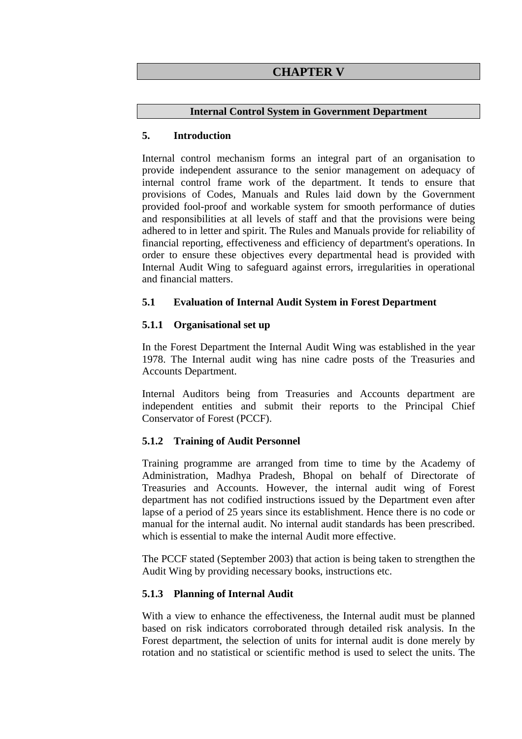# CHAPTER V

## Internal Control System in Government Department

### 5. Introduction

Internal control mechanism forms an integral part of an organisation to provide independent assurance to the senior management on adequacy of internal control frame work of the department. It tends to ensure that provisions of Codes, Manuals and Rules laid down by the Government provided fool-proof and workable system for smooth performance of duties and responsibilities at all levels of staff and that the provisions were being adhered to in letter and spirit. The Rules and Manuals provide for reliability of financial reporting, effectiveness and efficiency of department's operations. In order to ensure these objectives every departmental head is provided with Internal Audit Wing to safeguard against errors, irregularities in operational and financial matters.

### 5.1 Evaluation of Internal Audit System in Forest Department

#### 5.1.1 Organisational set up

In the Forest Department the Internal Audit Wing was established in the year 1978. The Internal audit wing has nine cadre posts of the Treasuries and Accounts Department.

Internal Auditors being from Treasuries and Accounts department are independent entities and submit their reports to the Principal Chief Conservator of Forest (PCCF).

#### 5.1.2 Training of Audit Personnel

Training programme are arranged from time to time by the Academy of Administration, Madhya Pradesh, Bhopal on behalf of Directorate of Treasuries and Accounts. However, the internal audit wing of Forest department has not codified instructions issued by the Department even after lapse of a period of 25 years since its establishment. Hence there is no code or manual for the internal audit. No internal audit standards has been prescribed. which is essential to make the internal Audit more effective.

The PCCF stated (September 2003) that action is being taken to strengthen the Audit Wing by providing necessary books, instructions etc.

#### 5.1.3 Planning of Internal Audit

With a view to enhance the effectiveness, the Internal audit must be planned based on risk indicators corroborated through detailed risk analysis. In the Forest department, the selection of units for internal audit is done merely by rotation and no statistical or scientific method is used to select the units. The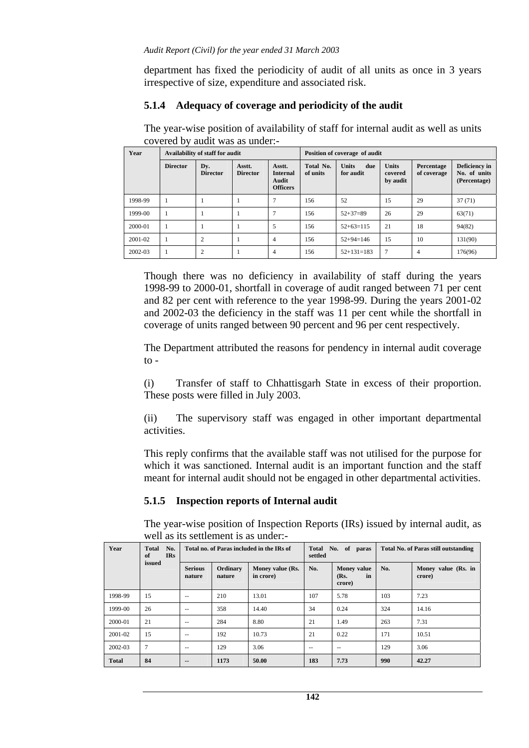department has fixed the periodicity of audit of all units as once in 3 years irrespective of size, expenditure and associated risk.

### 5.1.4 Adequacy of coverage and periodicity of the audit

The year-wise position of availability of staff for internal audit as well as units covered by audit was as under:-

| Year | Availability of staff for audit | | | | Position of coverage of audit | | | | |
|---|---|---|---|---|---|---|---|---|---|
| | Director | Dy. Director | Asstt. Director | Asstt. Internal Audit Officers | Total No. of units | Units due for audit | Units covered by audit | Percentage of coverage | Deficiency in No. of units (Percentage) |
| 1998-99 | 1 | 1 | 1 | 7 | 156 | 52 | 15 | 29 | 37 (71) |
| 1999-00 | 1 | 1 | 1 | 7 | 156 | 52+37=89 | 26 | 29 | 63(71) |
| 2000-01 | 1 | 1 | 1 | 5 | 156 | 52+63=115 | 21 | 18 | 94(82) |
| 2001-02 | 1 | 2 | 1 | 4 | 156 | 52+94=146 | 15 | 10 | 131(90) |
| 2002-03 | 1 | 2 | 1 | 4 | 156 | 52+131=183 | 7 | 4 | 176(96) |

Though there was no deficiency in availability of staff during the years 1998-99 to 2000-01, shortfall in coverage of audit ranged between 71 per cent and 82 per cent with reference to the year 1998-99. During the years 2001-02 and 2002-03 the deficiency in the staff was 11 per cent while the shortfall in coverage of units ranged between 90 percent and 96 per cent respectively.

The Department attributed the reasons for pendency in internal audit coverage to -

(i) Transfer of staff to Chhattisgarh State in excess of their proportion. These posts were filled in July 2003.

(ii) The supervisory staff was engaged in other important departmental activities.

This reply confirms that the available staff was not utilised for the purpose for which it was sanctioned. Internal audit is an important function and the staff meant for internal audit should not be engaged in other departmental activities.

### 5.1.5 Inspection reports of Internal audit

The year-wise position of Inspection Reports (IRs) issued by internal audit, as well as its settlement is as under:-

| Year | Total No. of IRs issued | Total no. of Paras included in the IRs of | | | Total No. of paras settled | | Total No. of Paras still outstanding | |
|---|---|---|---|---|---|---|---|---|
| | | Serious nature | Ordinary nature | Money value (Rs. in crore) | No. | Money value (Rs. in crore) | No. | Money value (Rs. in crore) |
| 1998-99 | 15 | -- | 210 | 13.01 | 107 | 5.78 | 103 | 7.23 |
| 1999-00 | 26 | -- | 358 | 14.40 | 34 | 0.24 | 324 | 14.16 |
| 2000-01 | 21 | -- | 284 | 8.80 | 21 | 1.49 | 263 | 7.31 |
| 2001-02 | 15 | -- | 192 | 10.73 | 21 | 0.22 | 171 | 10.51 |
| 2002-03 | 7 | -- | 129 | 3.06 | -- | -- | 129 | 3.06 |
| **Total** | **84** | **--** | **1173** | **50.00** | **183** | **7.73** | **990** | **42.27** |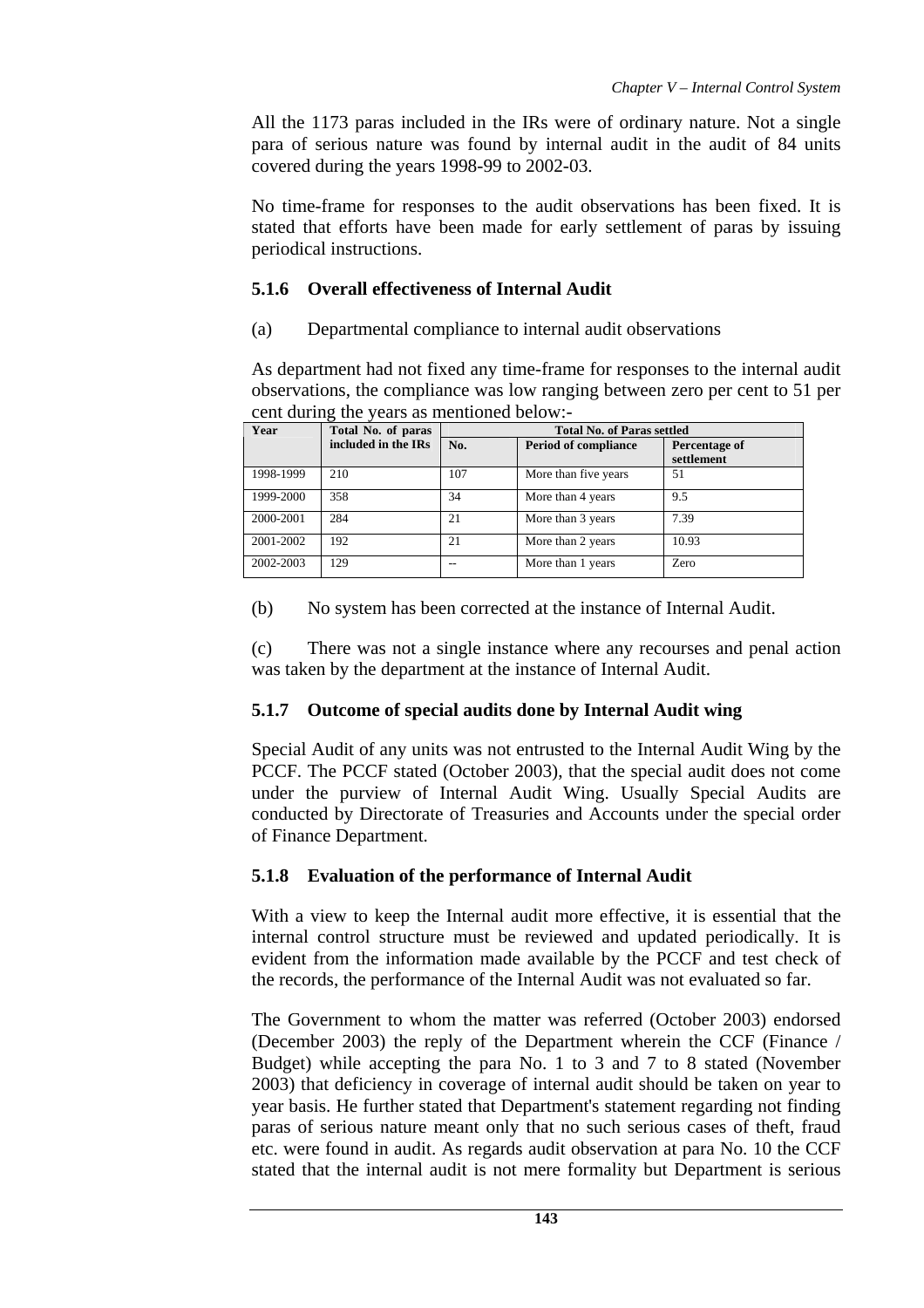All the 1173 paras included in the IRs were of ordinary nature. Not a single para of serious nature was found by internal audit in the audit of 84 units covered during the years 1998-99 to 2002-03.

No time-frame for responses to the audit observations has been fixed. It is stated that efforts have been made for early settlement of paras by issuing periodical instructions.

### 5.1.6 Overall effectiveness of Internal Audit

(a) Departmental compliance to internal audit observations

As department had not fixed any time-frame for responses to the internal audit observations, the compliance was low ranging between zero per cent to 51 per cent during the years as mentioned below:-

| Year | Total No. of paras included in the IRs | Total No. of Paras settled | | |
|---|---|---|---|---|
| | | No. | Period of compliance | Percentage of settlement |
| 1998-1999 | 210 | 107 | More than five years | 51 |
| 1999-2000 | 358 | 34 | More than 4 years | 9.5 |
| 2000-2001 | 284 | 21 | More than 3 years | 7.39 |
| 2001-2002 | 192 | 21 | More than 2 years | 10.93 |
| 2002-2003 | 129 | -- | More than 1 years | Zero |

(b) No system has been corrected at the instance of Internal Audit.

(c) There was not a single instance where any recourses and penal action was taken by the department at the instance of Internal Audit.

### 5.1.7 Outcome of special audits done by Internal Audit wing

Special Audit of any units was not entrusted to the Internal Audit Wing by the PCCF. The PCCF stated (October 2003), that the special audit does not come under the purview of Internal Audit Wing. Usually Special Audits are conducted by Directorate of Treasuries and Accounts under the special order of Finance Department.

### 5.1.8 Evaluation of the performance of Internal Audit

With a view to keep the Internal audit more effective, it is essential that the internal control structure must be reviewed and updated periodically. It is evident from the information made available by the PCCF and test check of the records, the performance of the Internal Audit was not evaluated so far.

The Government to whom the matter was referred (October 2003) endorsed (December 2003) the reply of the Department wherein the CCF (Finance / Budget) while accepting the para No. 1 to 3 and 7 to 8 stated (November 2003) that deficiency in coverage of internal audit should be taken on year to year basis. He further stated that Department's statement regarding not finding paras of serious nature meant only that no such serious cases of theft, fraud etc. were found in audit. As regards audit observation at para No. 10 the CCF stated that the internal audit is not mere formality but Department is serious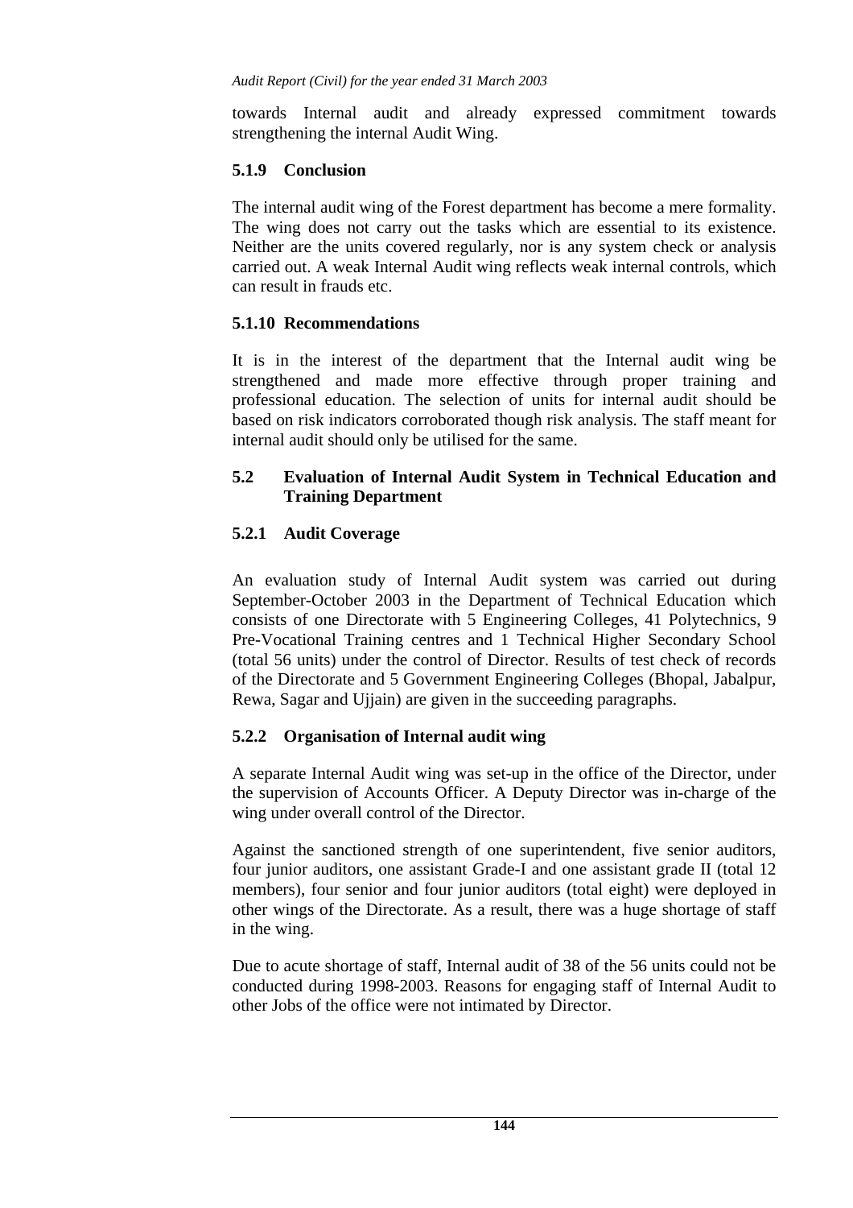towards Internal audit and already expressed commitment towards strengthening the internal Audit Wing.

### 5.1.9 Conclusion

The internal audit wing of the Forest department has become a mere formality. The wing does not carry out the tasks which are essential to its existence. Neither are the units covered regularly, nor is any system check or analysis carried out. A weak Internal Audit wing reflects weak internal controls, which can result in frauds etc.

### 5.1.10 Recommendations

It is in the interest of the department that the Internal audit wing be strengthened and made more effective through proper training and professional education. The selection of units for internal audit should be based on risk indicators corroborated though risk analysis. The staff meant for internal audit should only be utilised for the same.

## 5.2 Evaluation of Internal Audit System in Technical Education and Training Department

### 5.2.1 Audit Coverage

An evaluation study of Internal Audit system was carried out during September-October 2003 in the Department of Technical Education which consists of one Directorate with 5 Engineering Colleges, 41 Polytechnics, 9 Pre-Vocational Training centres and 1 Technical Higher Secondary School (total 56 units) under the control of Director. Results of test check of records of the Directorate and 5 Government Engineering Colleges (Bhopal, Jabalpur, Rewa, Sagar and Ujjain) are given in the succeeding paragraphs.

### 5.2.2 Organisation of Internal audit wing

A separate Internal Audit wing was set-up in the office of the Director, under the supervision of Accounts Officer. A Deputy Director was in-charge of the wing under overall control of the Director.

Against the sanctioned strength of one superintendent, five senior auditors, four junior auditors, one assistant Grade-I and one assistant grade II (total 12 members), four senior and four junior auditors (total eight) were deployed in other wings of the Directorate. As a result, there was a huge shortage of staff in the wing.

Due to acute shortage of staff, Internal audit of 38 of the 56 units could not be conducted during 1998-2003. Reasons for engaging staff of Internal Audit to other Jobs of the office were not intimated by Director.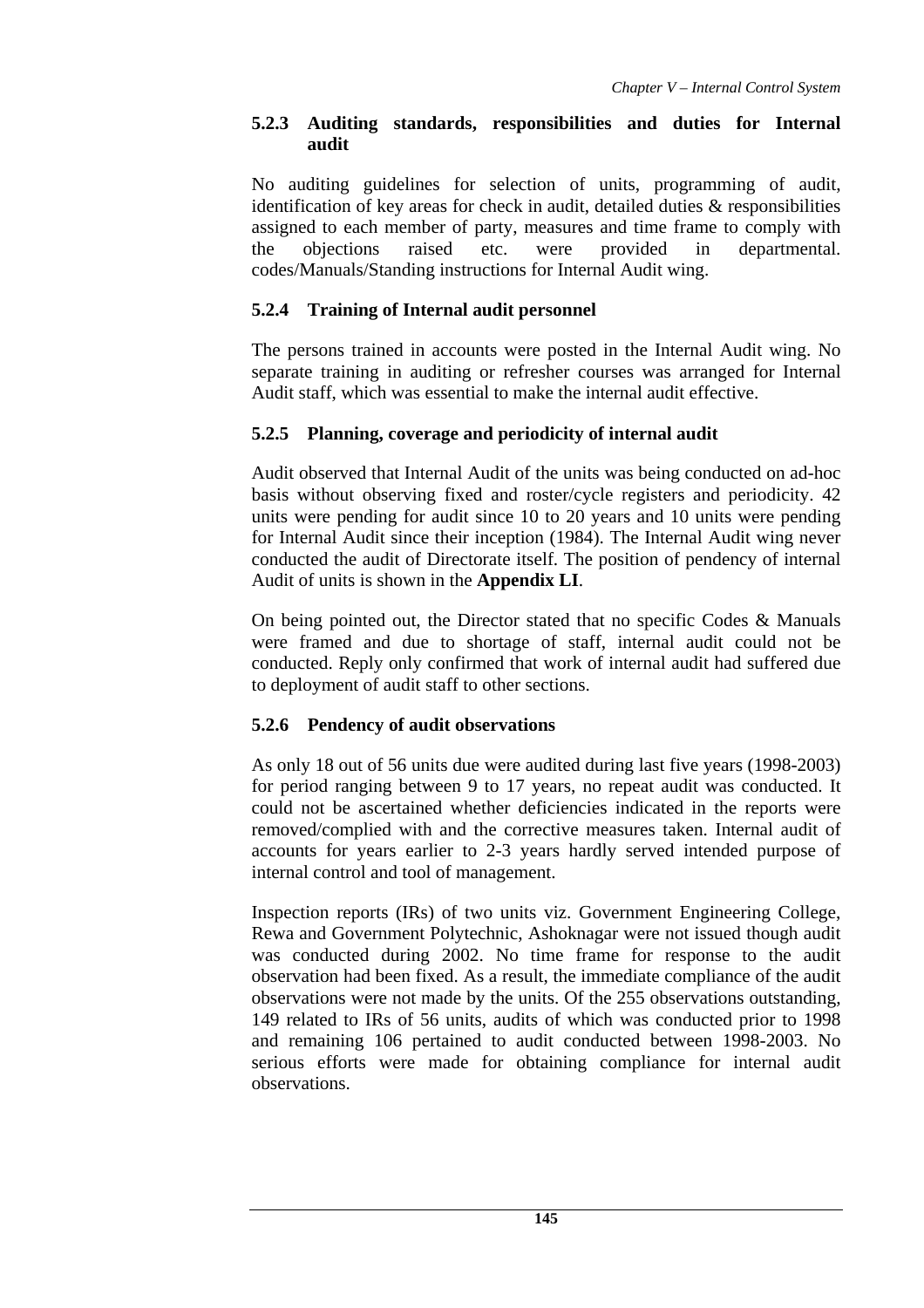#### 5.2.3 Auditing standards, responsibilities and duties for Internal audit

No auditing guidelines for selection of units, programming of audit, identification of key areas for check in audit, detailed duties & responsibilities assigned to each member of party, measures and time frame to comply with the objections raised etc. were provided in departmental. codes/Manuals/Standing instructions for Internal Audit wing.

#### 5.2.4 Training of Internal audit personnel

The persons trained in accounts were posted in the Internal Audit wing. No separate training in auditing or refresher courses was arranged for Internal Audit staff, which was essential to make the internal audit effective.

#### 5.2.5 Planning, coverage and periodicity of internal audit

Audit observed that Internal Audit of the units was being conducted on ad-hoc basis without observing fixed and roster/cycle registers and periodicity. 42 units were pending for audit since 10 to 20 years and 10 units were pending for Internal Audit since their inception (1984). The Internal Audit wing never conducted the audit of Directorate itself. The position of pendency of internal Audit of units is shown in the **Appendix LI**.

On being pointed out, the Director stated that no specific Codes & Manuals were framed and due to shortage of staff, internal audit could not be conducted. Reply only confirmed that work of internal audit had suffered due to deployment of audit staff to other sections.

#### 5.2.6 Pendency of audit observations

As only 18 out of 56 units due were audited during last five years (1998-2003) for period ranging between 9 to 17 years, no repeat audit was conducted. It could not be ascertained whether deficiencies indicated in the reports were removed/complied with and the corrective measures taken. Internal audit of accounts for years earlier to 2-3 years hardly served intended purpose of internal control and tool of management.

Inspection reports (IRs) of two units viz. Government Engineering College, Rewa and Government Polytechnic, Ashoknagar were not issued though audit was conducted during 2002. No time frame for response to the audit observation had been fixed. As a result, the immediate compliance of the audit observations were not made by the units. Of the 255 observations outstanding, 149 related to IRs of 56 units, audits of which was conducted prior to 1998 and remaining 106 pertained to audit conducted between 1998-2003. No serious efforts were made for obtaining compliance for internal audit observations.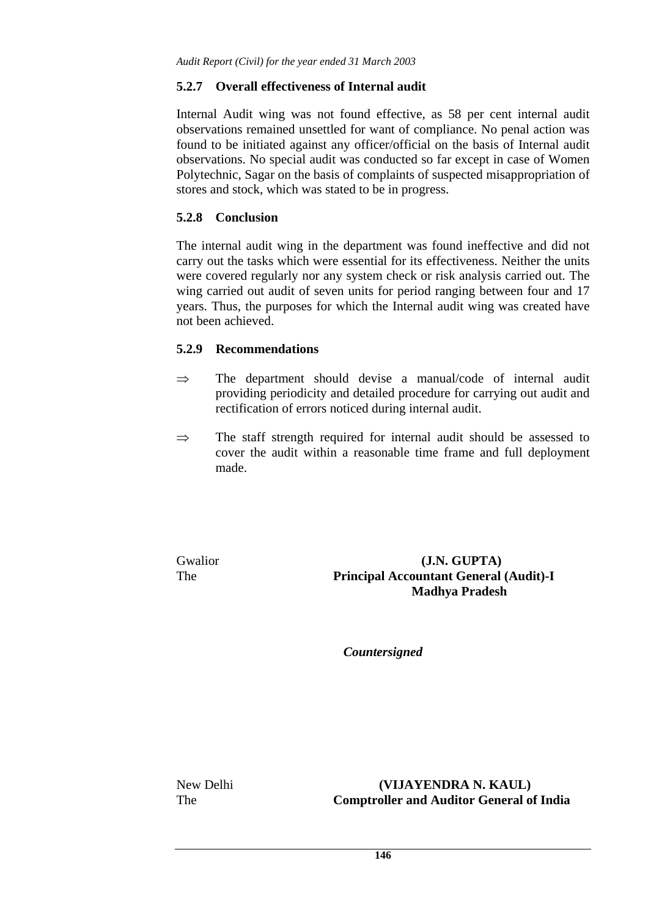### 5.2.7 Overall effectiveness of Internal audit

Internal Audit wing was not found effective, as 58 per cent internal audit observations remained unsettled for want of compliance. No penal action was found to be initiated against any officer/official on the basis of Internal audit observations. No special audit was conducted so far except in case of Women Polytechnic, Sagar on the basis of complaints of suspected misappropriation of stores and stock, which was stated to be in progress.

### 5.2.8 Conclusion

The internal audit wing in the department was found ineffective and did not carry out the tasks which were essential for its effectiveness. Neither the units were covered regularly nor any system check or risk analysis carried out. The wing carried out audit of seven units for period ranging between four and 17 years. Thus, the purposes for which the Internal audit wing was created have not been achieved.

### 5.2.9 Recommendations

⇒ The department should devise a manual/code of internal audit providing periodicity and detailed procedure for carrying out audit and rectification of errors noticed during internal audit.

⇒ The staff strength required for internal audit should be assessed to cover the audit within a reasonable time frame and full deployment made.

Gwalior
The

**(J.N. GUPTA)**
**Principal Accountant General (Audit)-I**
**Madhya Pradesh**

***Countersigned***

New Delhi
The

**(VIJAYENDRA N. KAUL)**
**Comptroller and Auditor General of India**